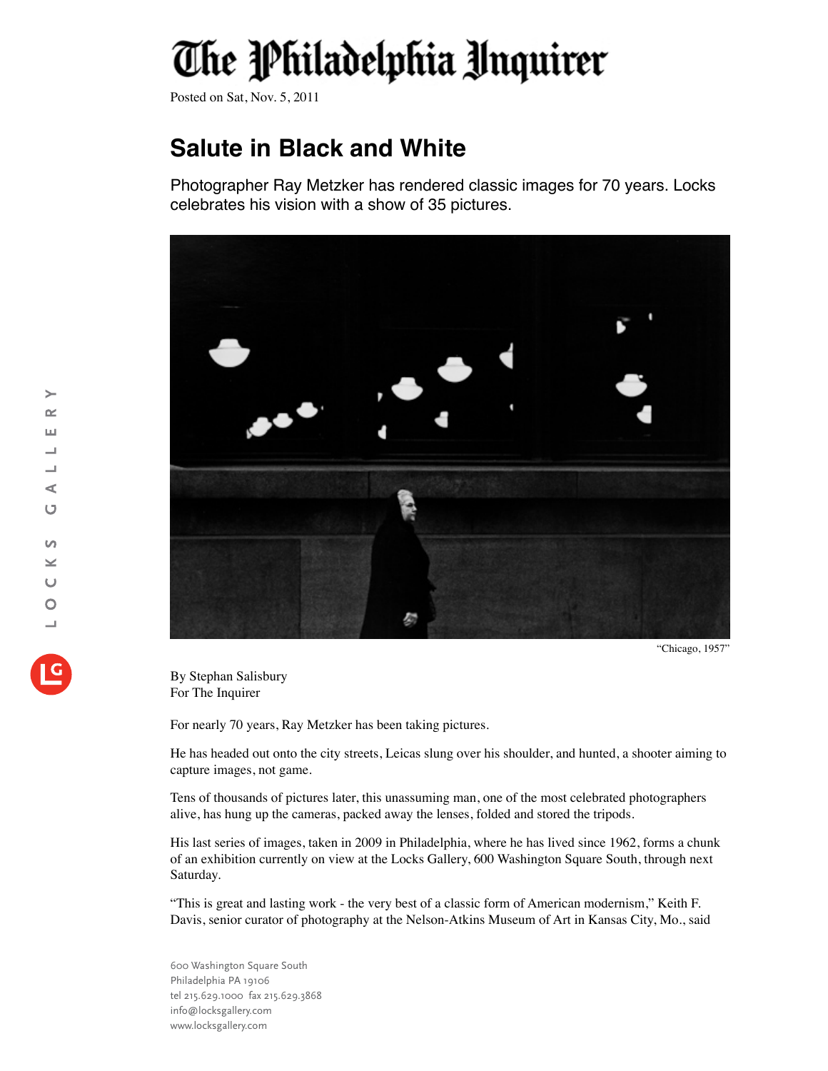The Philadelphia Inquirer

Posted on Sat, Nov. 5, 2011

# Salute in Black and White

Photographer Ray Metzker has rendered classic images for 70 years. Locks celebrates his vision with a show of 35 pictures.

"Chicago, 1957"

By Stephan Salisbury
For The Inquirer

For nearly 70 years, Ray Metzker has been taking pictures.

He has headed out onto the city streets, Leicas slung over his shoulder, and hunted, a shooter aiming to capture images, not game.

Tens of thousands of pictures later, this unassuming man, one of the most celebrated photographers alive, has hung up the cameras, packed away the lenses, folded and stored the tripods.

His last series of images, taken in 2009 in Philadelphia, where he has lived since 1962, forms a chunk of an exhibition currently on view at the Locks Gallery, 600 Washington Square South, through next Saturday.

"This is great and lasting work - the very best of a classic form of American modernism," Keith F. Davis, senior curator of photography at the Nelson-Atkins Museum of Art in Kansas City, Mo., said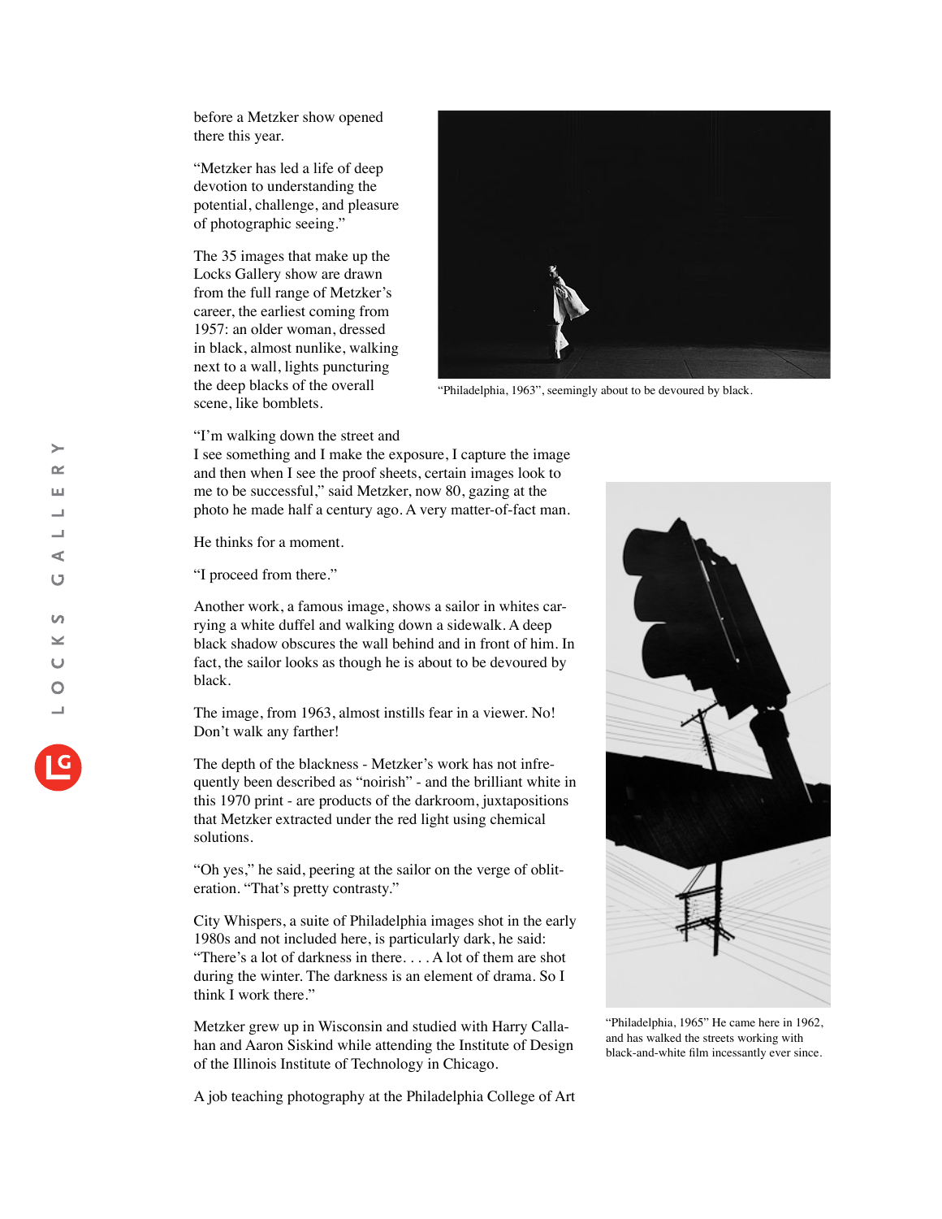before a Metzker show opened there this year.

"Metzker has led a life of deep devotion to understanding the potential, challenge, and pleasure of photographic seeing."

The 35 images that make up the Locks Gallery show are drawn from the full range of Metzker's career, the earliest coming from 1957: an older woman, dressed in black, almost nunlike, walking next to a wall, lights puncturing the deep blacks of the overall scene, like bomblets.

"Philadelphia, 1963", seemingly about to be devoured by black.

"I'm walking down the street and I see something and I make the exposure, I capture the image and then when I see the proof sheets, certain images look to me to be successful," said Metzker, now 80, gazing at the photo he made half a century ago. A very matter-of-fact man.

He thinks for a moment.

"I proceed from there."

Another work, a famous image, shows a sailor in whites carrying a white duffel and walking down a sidewalk. A deep black shadow obscures the wall behind and in front of him. In fact, the sailor looks as though he is about to be devoured by black.

The image, from 1963, almost instills fear in a viewer. No! Don't walk any farther!

The depth of the blackness - Metzker's work has not infrequently been described as "noirish" - and the brilliant white in this 1970 print - are products of the darkroom, juxtapositions that Metzker extracted under the red light using chemical solutions.

"Oh yes," he said, peering at the sailor on the verge of obliteration. "That's pretty contrasty."

City Whispers, a suite of Philadelphia images shot in the early 1980s and not included here, is particularly dark, he said: "There's a lot of darkness in there. . . . A lot of them are shot during the winter. The darkness is an element of drama. So I think I work there."

Metzker grew up in Wisconsin and studied with Harry Callahan and Aaron Siskind while attending the Institute of Design of the Illinois Institute of Technology in Chicago.

"Philadelphia, 1965" He came here in 1962, and has walked the streets working with black-and-white film incessantly ever since.

A job teaching photography at the Philadelphia College of Art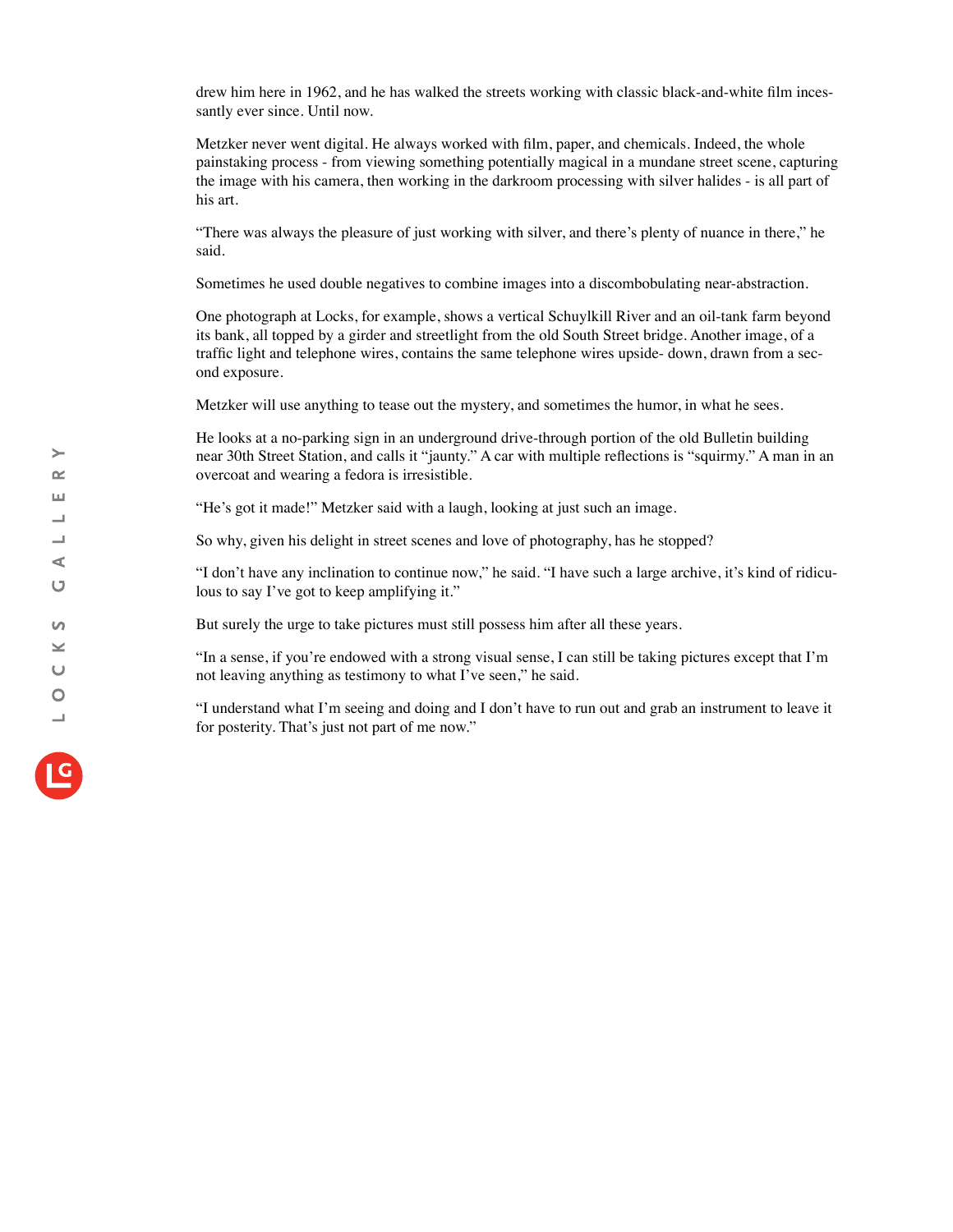drew him here in 1962, and he has walked the streets working with classic black-and-white film incessantly ever since. Until now.

Metzker never went digital. He always worked with film, paper, and chemicals. Indeed, the whole painstaking process - from viewing something potentially magical in a mundane street scene, capturing the image with his camera, then working in the darkroom processing with silver halides - is all part of his art.

"There was always the pleasure of just working with silver, and there's plenty of nuance in there," he said.

Sometimes he used double negatives to combine images into a discombobulating near-abstraction.

One photograph at Locks, for example, shows a vertical Schuylkill River and an oil-tank farm beyond its bank, all topped by a girder and streetlight from the old South Street bridge. Another image, of a traffic light and telephone wires, contains the same telephone wires upside- down, drawn from a second exposure.

Metzker will use anything to tease out the mystery, and sometimes the humor, in what he sees.

He looks at a no-parking sign in an underground drive-through portion of the old Bulletin building near 30th Street Station, and calls it "jaunty." A car with multiple reflections is "squirmy." A man in an overcoat and wearing a fedora is irresistible.

"He's got it made!" Metzker said with a laugh, looking at just such an image.

So why, given his delight in street scenes and love of photography, has he stopped?

"I don't have any inclination to continue now," he said. "I have such a large archive, it's kind of ridiculous to say I've got to keep amplifying it."

But surely the urge to take pictures must still possess him after all these years.

"In a sense, if you're endowed with a strong visual sense, I can still be taking pictures except that I'm not leaving anything as testimony to what I've seen," he said.

"I understand what I'm seeing and doing and I don't have to run out and grab an instrument to leave it for posterity. That's just not part of me now."